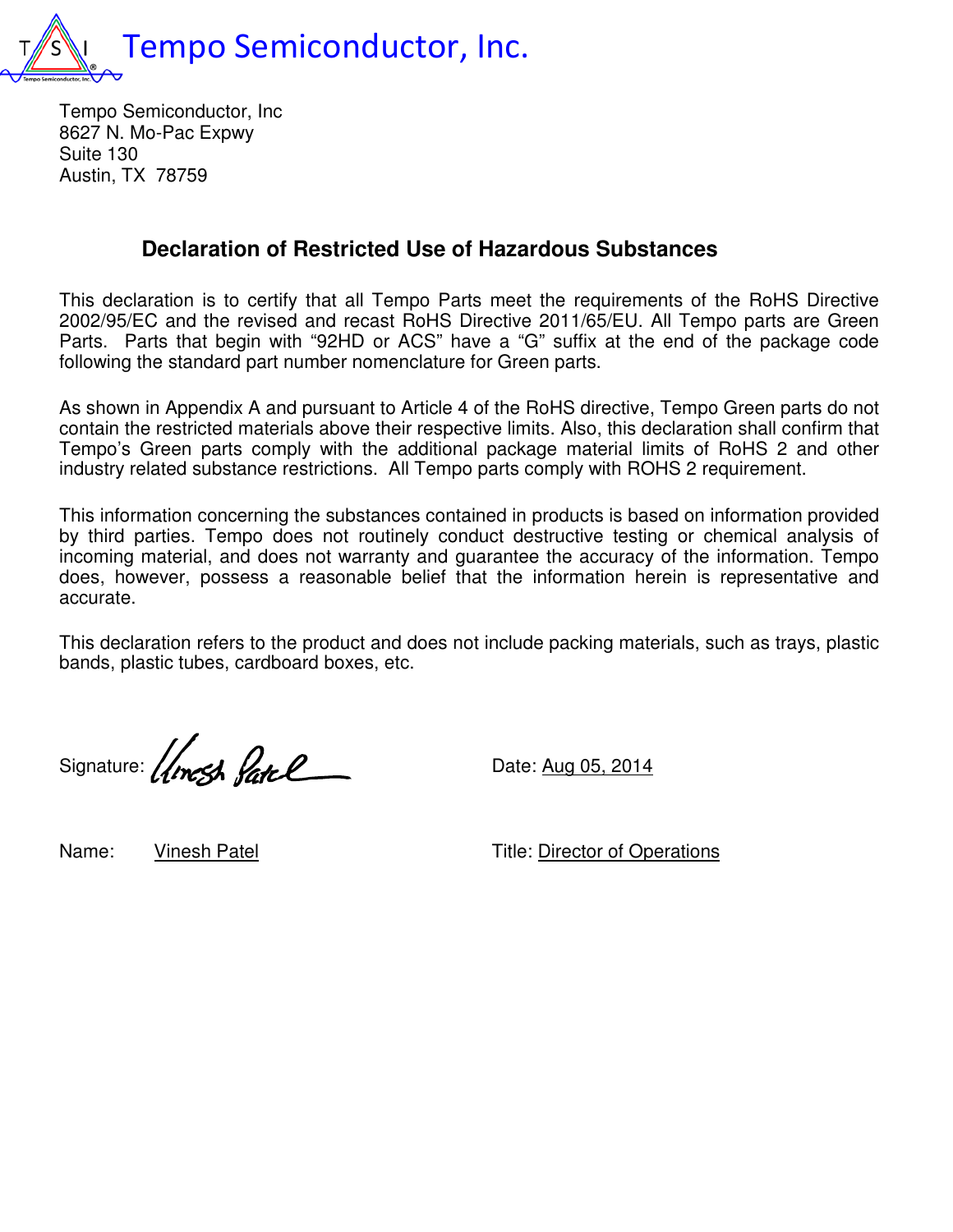Tempo Semiconductor, Inc.

Tempo Semiconductor, Inc
8627 N. Mo-Pac Expwy
Suite 130
Austin, TX 78759

## Declaration of Restricted Use of Hazardous Substances

This declaration is to certify that all Tempo Parts meet the requirements of the RoHS Directive 2002/95/EC and the revised and recast RoHS Directive 2011/65/EU. All Tempo parts are Green Parts. Parts that begin with "92HD or ACS" have a "G" suffix at the end of the package code following the standard part number nomenclature for Green parts.

As shown in Appendix A and pursuant to Article 4 of the RoHS directive, Tempo Green parts do not contain the restricted materials above their respective limits. Also, this declaration shall confirm that Tempo's Green parts comply with the additional package material limits of RoHS 2 and other industry related substance restrictions. All Tempo parts comply with ROHS 2 requirement.

This information concerning the substances contained in products is based on information provided by third parties. Tempo does not routinely conduct destructive testing or chemical analysis of incoming material, and does not warranty and guarantee the accuracy of the information. Tempo does, however, possess a reasonable belief that the information herein is representative and accurate.

This declaration refers to the product and does not include packing materials, such as trays, plastic bands, plastic tubes, cardboard boxes, etc.

Signature: Vinesh Patel

Date: Aug 05, 2014

Name: Vinesh Patel

Title: Director of Operations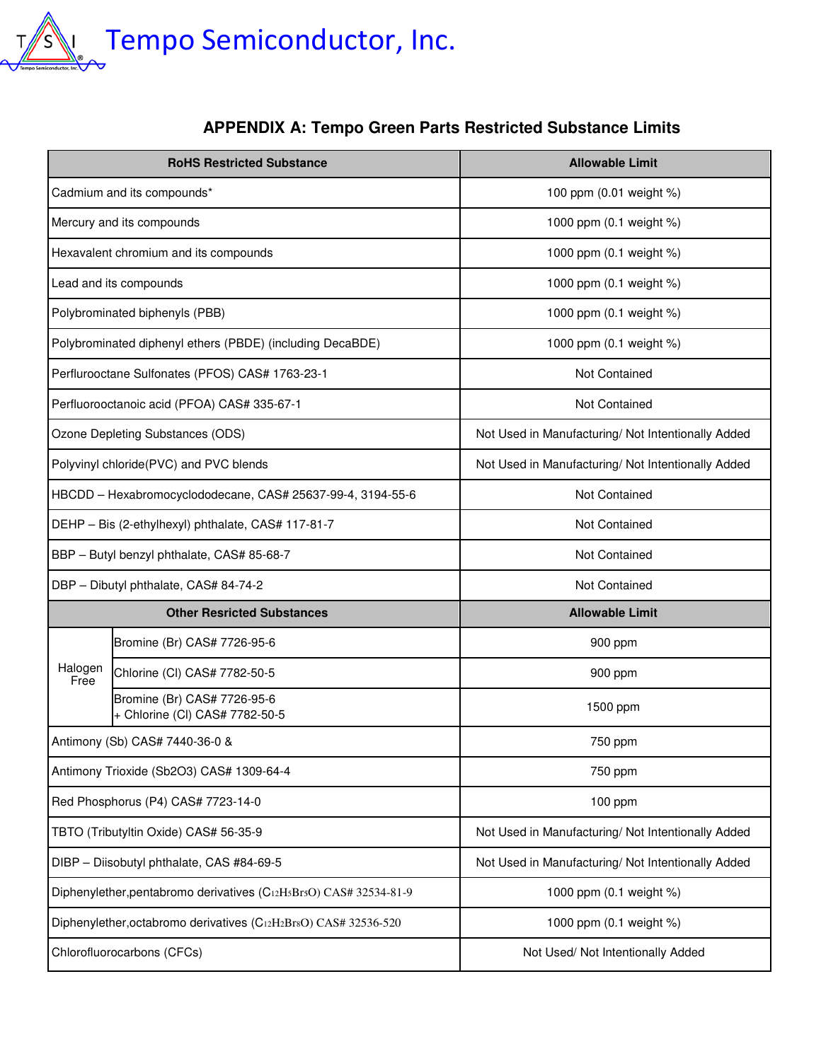Tempo Semiconductor, Inc.

## APPENDIX A: Tempo Green Parts Restricted Substance Limits

| RoHS Restricted Substance | | Allowable Limit |
|---|---|---|
| Cadmium and its compounds* | | 100 ppm (0.01 weight %) |
| Mercury and its compounds | | 1000 ppm (0.1 weight %) |
| Hexavalent chromium and its compounds | | 1000 ppm (0.1 weight %) |
| Lead and its compounds | | 1000 ppm (0.1 weight %) |
| Polybrominated biphenyls (PBB) | | 1000 ppm (0.1 weight %) |
| Polybrominated diphenyl ethers (PBDE) (including DecaBDE) | | 1000 ppm (0.1 weight %) |
| Perflurooctane Sulfonates (PFOS) CAS# 1763-23-1 | | Not Contained |
| Perfluorooctanoic acid (PFOA) CAS# 335-67-1 | | Not Contained |
| Ozone Depleting Substances (ODS) | | Not Used in Manufacturing/ Not Intentionally Added |
| Polyvinyl chloride(PVC) and PVC blends | | Not Used in Manufacturing/ Not Intentionally Added |
| HBCDD – Hexabromocyclododecane, CAS# 25637-99-4, 3194-55-6 | | Not Contained |
| DEHP – Bis (2-ethylhexyl) phthalate, CAS# 117-81-7 | | Not Contained |
| BBP – Butyl benzyl phthalate, CAS# 85-68-7 | | Not Contained |
| DBP – Dibutyl phthalate, CAS# 84-74-2 | | Not Contained |
| **Other Resricted Substances** | | **Allowable Limit** |
| Halogen Free | Bromine (Br) CAS# 7726-95-6 | 900 ppm |
| | Chlorine (Cl) CAS# 7782-50-5 | 900 ppm |
| | Bromine (Br) CAS# 7726-95-6 + Chlorine (Cl) CAS# 7782-50-5 | 1500 ppm |
| Antimony (Sb) CAS# 7440-36-0 & | | 750 ppm |
| Antimony Trioxide ($Sb_2O_3$) CAS# 1309-64-4 | | 750 ppm |
| Red Phosphorus ($P_4$) CAS# 7723-14-0 | | 100 ppm |
| TBTO (Tributyltin Oxide) CAS# 56-35-9 | | Not Used in Manufacturing/ Not Intentionally Added |
| DIBP – Diisobutyl phthalate, CAS #84-69-5 | | Not Used in Manufacturing/ Not Intentionally Added |
| Diphenylether,pentabromo derivatives ($C_{12}H_5Br_5O$) CAS# 32534-81-9 | | 1000 ppm (0.1 weight %) |
| Diphenylether,octabromo derivatives ($C_{12}H_2Br_8O$) CAS# 32536-520 | | 1000 ppm (0.1 weight %) |
| Chlorofluorocarbons (CFCs) | | Not Used/ Not Intentionally Added |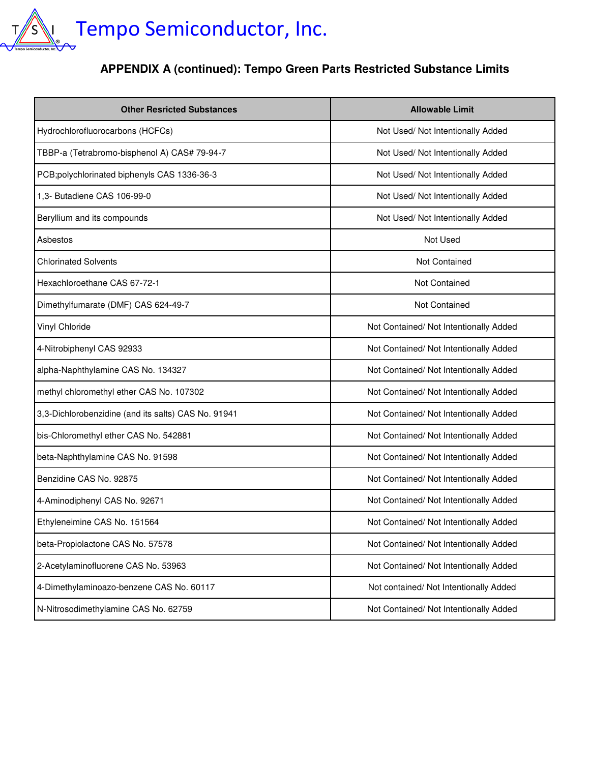Tempo Semiconductor, Inc.

## APPENDIX A (continued): Tempo Green Parts Restricted Substance Limits

| Other Resricted Substances | Allowable Limit |
|---|---|
| Hydrochlorofluorocarbons (HCFCs) | Not Used/ Not Intentionally Added |
| TBBP-a (Tetrabromo-bisphenol A) CAS# 79-94-7 | Not Used/ Not Intentionally Added |
| PCB;polychlorinated biphenyls CAS 1336-36-3 | Not Used/ Not Intentionally Added |
| 1,3- Butadiene CAS 106-99-0 | Not Used/ Not Intentionally Added |
| Beryllium and its compounds | Not Used/ Not Intentionally Added |
| Asbestos | Not Used |
| Chlorinated Solvents | Not Contained |
| Hexachloroethane CAS 67-72-1 | Not Contained |
| Dimethylfumarate (DMF) CAS 624-49-7 | Not Contained |
| Vinyl Chloride | Not Contained/ Not Intentionally Added |
| 4-Nitrobiphenyl CAS 92933 | Not Contained/ Not Intentionally Added |
| alpha-Naphthylamine CAS No. 134327 | Not Contained/ Not Intentionally Added |
| methyl chloromethyl ether CAS No. 107302 | Not Contained/ Not Intentionally Added |
| 3,3-Dichlorobenzidine (and its salts) CAS No. 91941 | Not Contained/ Not Intentionally Added |
| bis-Chloromethyl ether CAS No. 542881 | Not Contained/ Not Intentionally Added |
| beta-Naphthylamine CAS No. 91598 | Not Contained/ Not Intentionally Added |
| Benzidine CAS No. 92875 | Not Contained/ Not Intentionally Added |
| 4-Aminodiphenyl CAS No. 92671 | Not Contained/ Not Intentionally Added |
| Ethyleneimine CAS No. 151564 | Not Contained/ Not Intentionally Added |
| beta-Propiolactone CAS No. 57578 | Not Contained/ Not Intentionally Added |
| 2-Acetylaminofluorene CAS No. 53963 | Not Contained/ Not Intentionally Added |
| 4-Dimethylaminoazo-benzene CAS No. 60117 | Not contained/ Not Intentionally Added |
| N-Nitrosodimethylamine CAS No. 62759 | Not Contained/ Not Intentionally Added |